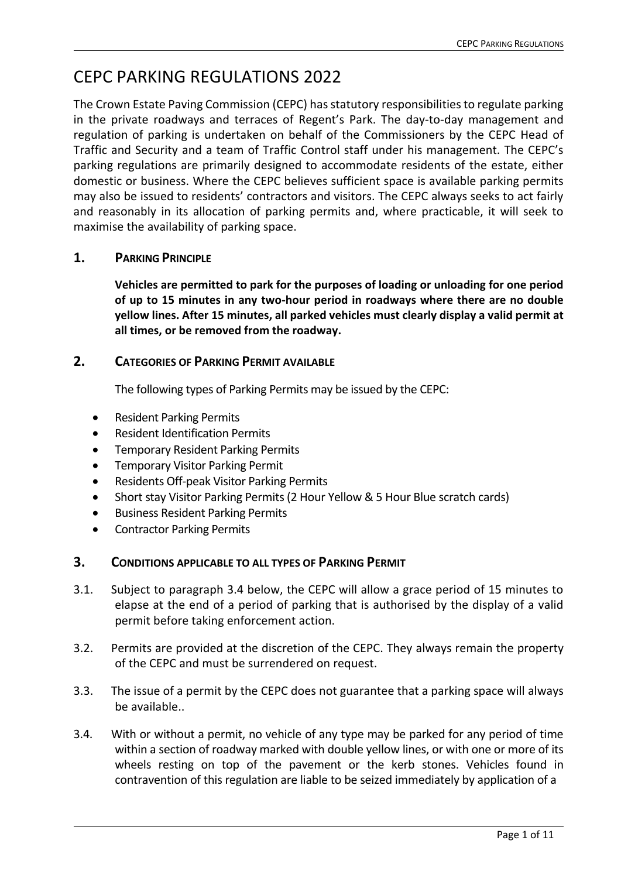# CEPC PARKING REGULATIONS 2022

The Crown Estate Paving Commission (CEPC) has statutory responsibilities to regulate parking in the private roadways and terraces of Regent's Park. The day-to-day management and regulation of parking is undertaken on behalf of the Commissioners by the CEPC Head of Traffic and Security and a team of Traffic Control staff under his management. The CEPC's parking regulations are primarily designed to accommodate residents of the estate, either domestic or business. Where the CEPC believes sufficient space is available parking permits may also be issued to residents' contractors and visitors. The CEPC always seeks to act fairly and reasonably in its allocation of parking permits and, where practicable, it will seek to maximise the availability of parking space.

## 1. PARKING PRINCIPLE

**Vehicles are permitted to park for the purposes of loading or unloading for one period of up to 15 minutes in any two-hour period in roadways where there are no double yellow lines. After 15 minutes, all parked vehicles must clearly display a valid permit at all times, or be removed from the roadway.**

## 2. CATEGORIES OF PARKING PERMIT AVAILABLE

The following types of Parking Permits may be issued by the CEPC:

- Resident Parking Permits
- Resident Identification Permits
- Temporary Resident Parking Permits
- Temporary Visitor Parking Permit
- Residents Off-peak Visitor Parking Permits
- Short stay Visitor Parking Permits (2 Hour Yellow & 5 Hour Blue scratch cards)
- Business Resident Parking Permits
- Contractor Parking Permits

## 3. CONDITIONS APPLICABLE TO ALL TYPES OF PARKING PERMIT

3.1. Subject to paragraph 3.4 below, the CEPC will allow a grace period of 15 minutes to elapse at the end of a period of parking that is authorised by the display of a valid permit before taking enforcement action.

3.2. Permits are provided at the discretion of the CEPC. They always remain the property of the CEPC and must be surrendered on request.

3.3. The issue of a permit by the CEPC does not guarantee that a parking space will always be available..

3.4. With or without a permit, no vehicle of any type may be parked for any period of time within a section of roadway marked with double yellow lines, or with one or more of its wheels resting on top of the pavement or the kerb stones. Vehicles found in contravention of this regulation are liable to be seized immediately by application of a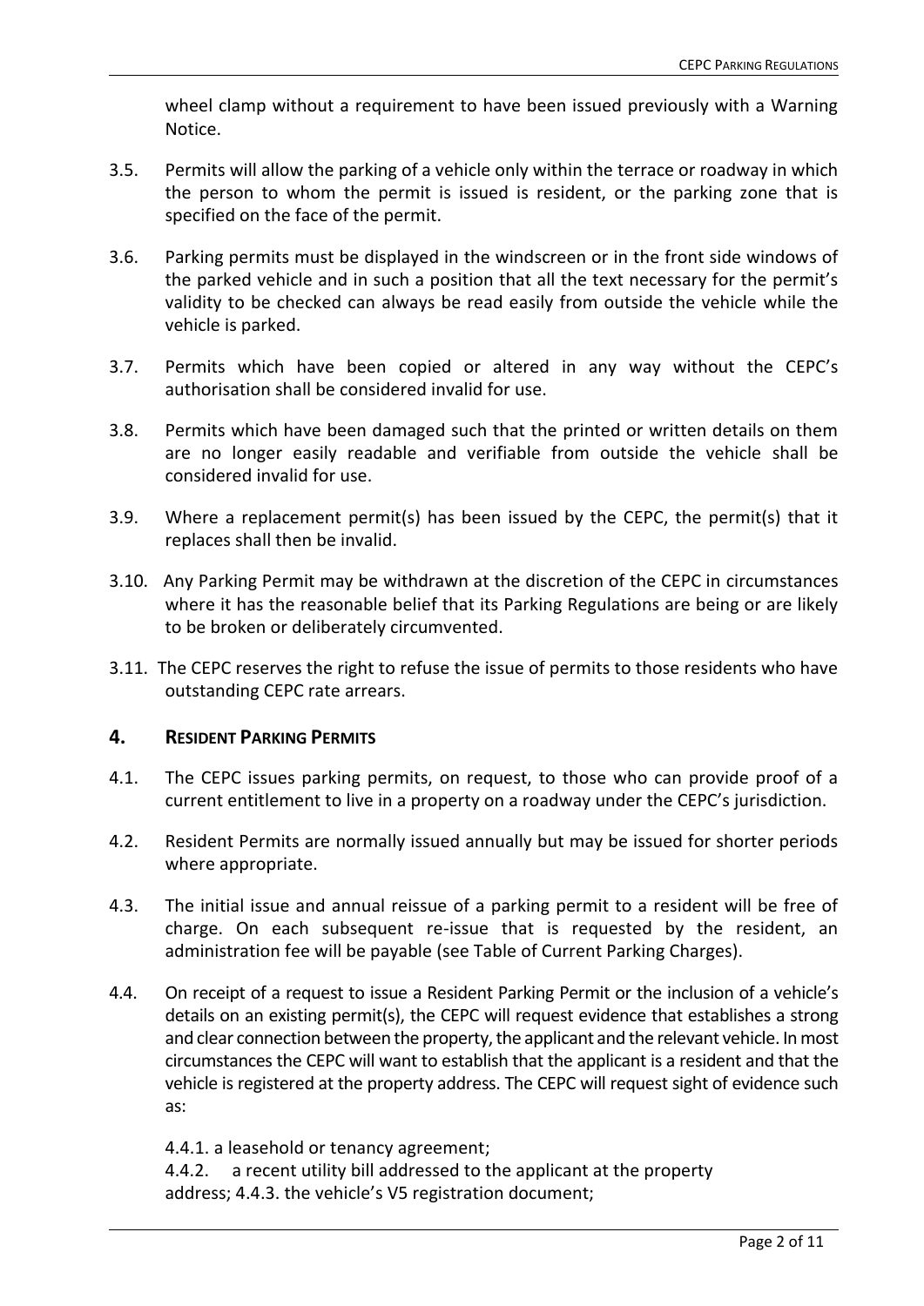wheel clamp without a requirement to have been issued previously with a Warning Notice.

3.5. Permits will allow the parking of a vehicle only within the terrace or roadway in which the person to whom the permit is issued is resident, or the parking zone that is specified on the face of the permit.

3.6. Parking permits must be displayed in the windscreen or in the front side windows of the parked vehicle and in such a position that all the text necessary for the permit's validity to be checked can always be read easily from outside the vehicle while the vehicle is parked.

3.7. Permits which have been copied or altered in any way without the CEPC's authorisation shall be considered invalid for use.

3.8. Permits which have been damaged such that the printed or written details on them are no longer easily readable and verifiable from outside the vehicle shall be considered invalid for use.

3.9. Where a replacement permit(s) has been issued by the CEPC, the permit(s) that it replaces shall then be invalid.

3.10. Any Parking Permit may be withdrawn at the discretion of the CEPC in circumstances where it has the reasonable belief that its Parking Regulations are being or are likely to be broken or deliberately circumvented.

3.11. The CEPC reserves the right to refuse the issue of permits to those residents who have outstanding CEPC rate arrears.

## 4. Resident Parking Permits

4.1. The CEPC issues parking permits, on request, to those who can provide proof of a current entitlement to live in a property on a roadway under the CEPC's jurisdiction.

4.2. Resident Permits are normally issued annually but may be issued for shorter periods where appropriate.

4.3. The initial issue and annual reissue of a parking permit to a resident will be free of charge. On each subsequent re-issue that is requested by the resident, an administration fee will be payable (see Table of Current Parking Charges).

4.4. On receipt of a request to issue a Resident Parking Permit or the inclusion of a vehicle's details on an existing permit(s), the CEPC will request evidence that establishes a strong and clear connection between the property, the applicant and the relevant vehicle. In most circumstances the CEPC will want to establish that the applicant is a resident and that the vehicle is registered at the property address. The CEPC will request sight of evidence such as:

4.4.1. a leasehold or tenancy agreement;
4.4.2. a recent utility bill addressed to the applicant at the property address;
4.4.3. the vehicle's V5 registration document;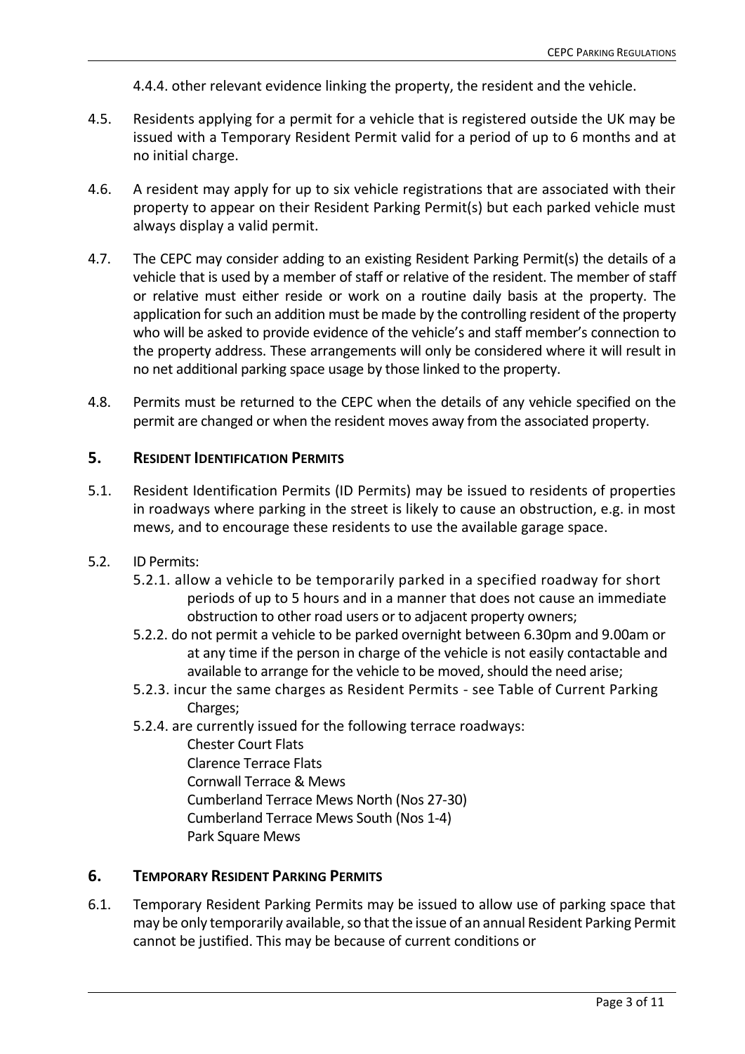4.4.4. other relevant evidence linking the property, the resident and the vehicle.

4.5. Residents applying for a permit for a vehicle that is registered outside the UK may be issued with a Temporary Resident Permit valid for a period of up to 6 months and at no initial charge.

4.6. A resident may apply for up to six vehicle registrations that are associated with their property to appear on their Resident Parking Permit(s) but each parked vehicle must always display a valid permit.

4.7. The CEPC may consider adding to an existing Resident Parking Permit(s) the details of a vehicle that is used by a member of staff or relative of the resident. The member of staff or relative must either reside or work on a routine daily basis at the property. The application for such an addition must be made by the controlling resident of the property who will be asked to provide evidence of the vehicle's and staff member's connection to the property address. These arrangements will only be considered where it will result in no net additional parking space usage by those linked to the property.

4.8. Permits must be returned to the CEPC when the details of any vehicle specified on the permit are changed or when the resident moves away from the associated property.

## 5. RESIDENT IDENTIFICATION PERMITS

5.1. Resident Identification Permits (ID Permits) may be issued to residents of properties in roadways where parking in the street is likely to cause an obstruction, e.g. in most mews, and to encourage these residents to use the available garage space.

5.2. ID Permits:

5.2.1. allow a vehicle to be temporarily parked in a specified roadway for short periods of up to 5 hours and in a manner that does not cause an immediate obstruction to other road users or to adjacent property owners;

5.2.2. do not permit a vehicle to be parked overnight between 6.30pm and 9.00am or at any time if the person in charge of the vehicle is not easily contactable and available to arrange for the vehicle to be moved, should the need arise;

5.2.3. incur the same charges as Resident Permits - see Table of Current Parking Charges;

5.2.4. are currently issued for the following terrace roadways:

Chester Court Flats
Clarence Terrace Flats
Cornwall Terrace & Mews
Cumberland Terrace Mews North (Nos 27-30)
Cumberland Terrace Mews South (Nos 1-4)
Park Square Mews

## 6. TEMPORARY RESIDENT PARKING PERMITS

6.1. Temporary Resident Parking Permits may be issued to allow use of parking space that may be only temporarily available, so that the issue of an annual Resident Parking Permit cannot be justified. This may be because of current conditions or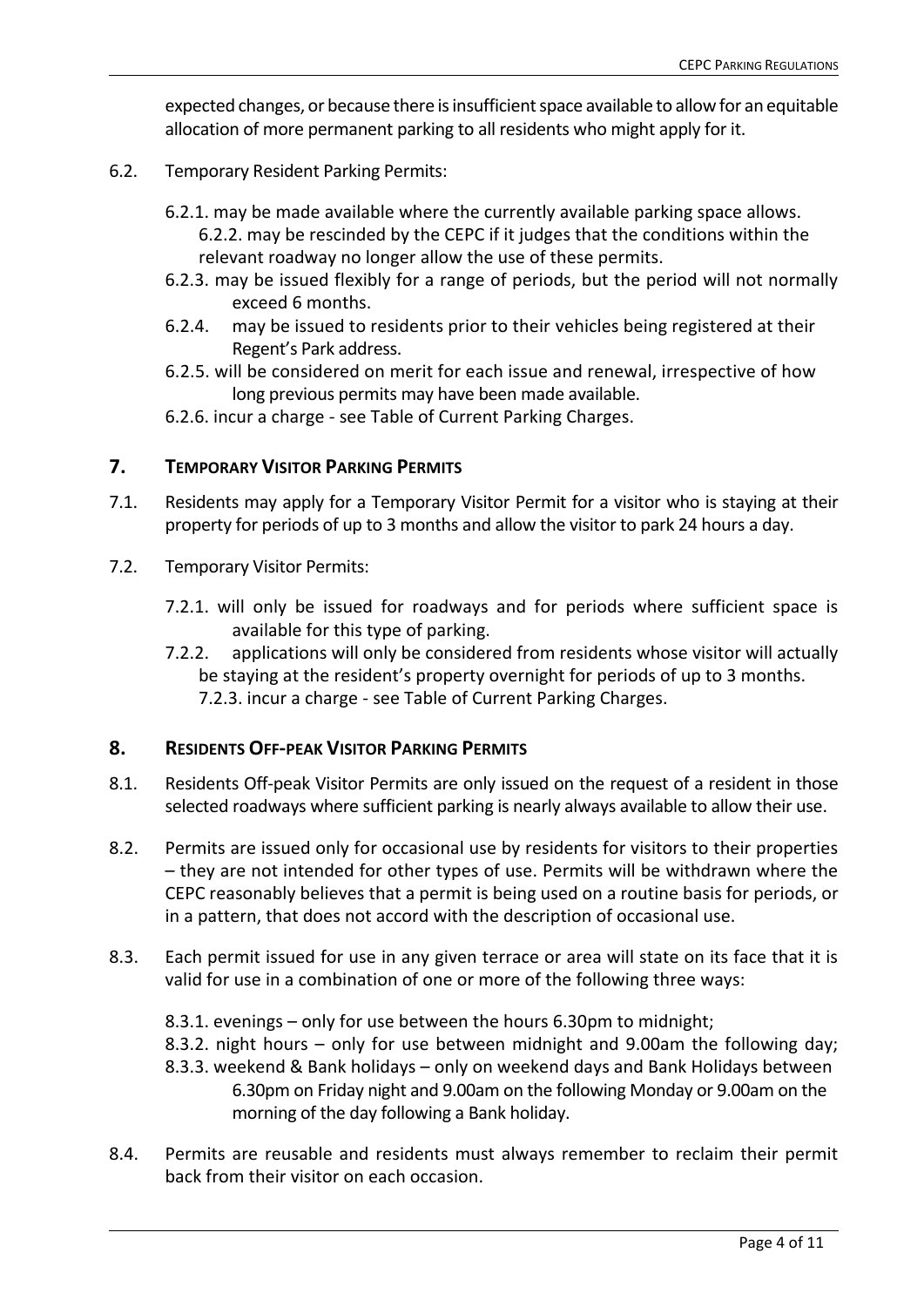expected changes, or because there is insufficient space available to allow for an equitable allocation of more permanent parking to all residents who might apply for it.

6.2. Temporary Resident Parking Permits:

6.2.1. may be made available where the currently available parking space allows.

6.2.2. may be rescinded by the CEPC if it judges that the conditions within the relevant roadway no longer allow the use of these permits.

6.2.3. may be issued flexibly for a range of periods, but the period will not normally exceed 6 months.

6.2.4. may be issued to residents prior to their vehicles being registered at their Regent's Park address.

6.2.5. will be considered on merit for each issue and renewal, irrespective of how long previous permits may have been made available.

6.2.6. incur a charge - see Table of Current Parking Charges.

## 7. TEMPORARY VISITOR PARKING PERMITS

7.1. Residents may apply for a Temporary Visitor Permit for a visitor who is staying at their property for periods of up to 3 months and allow the visitor to park 24 hours a day.

7.2. Temporary Visitor Permits:

7.2.1. will only be issued for roadways and for periods where sufficient space is available for this type of parking.

7.2.2. applications will only be considered from residents whose visitor will actually be staying at the resident's property overnight for periods of up to 3 months.

7.2.3. incur a charge - see Table of Current Parking Charges.

## 8. RESIDENTS OFF-PEAK VISITOR PARKING PERMITS

8.1. Residents Off-peak Visitor Permits are only issued on the request of a resident in those selected roadways where sufficient parking is nearly always available to allow their use.

8.2. Permits are issued only for occasional use by residents for visitors to their properties – they are not intended for other types of use. Permits will be withdrawn where the CEPC reasonably believes that a permit is being used on a routine basis for periods, or in a pattern, that does not accord with the description of occasional use.

8.3. Each permit issued for use in any given terrace or area will state on its face that it is valid for use in a combination of one or more of the following three ways:

8.3.1. evenings – only for use between the hours 6.30pm to midnight;

8.3.2. night hours – only for use between midnight and 9.00am the following day;

8.3.3. weekend & Bank holidays – only on weekend days and Bank Holidays between 6.30pm on Friday night and 9.00am on the following Monday or 9.00am on the morning of the day following a Bank holiday.

8.4. Permits are reusable and residents must always remember to reclaim their permit back from their visitor on each occasion.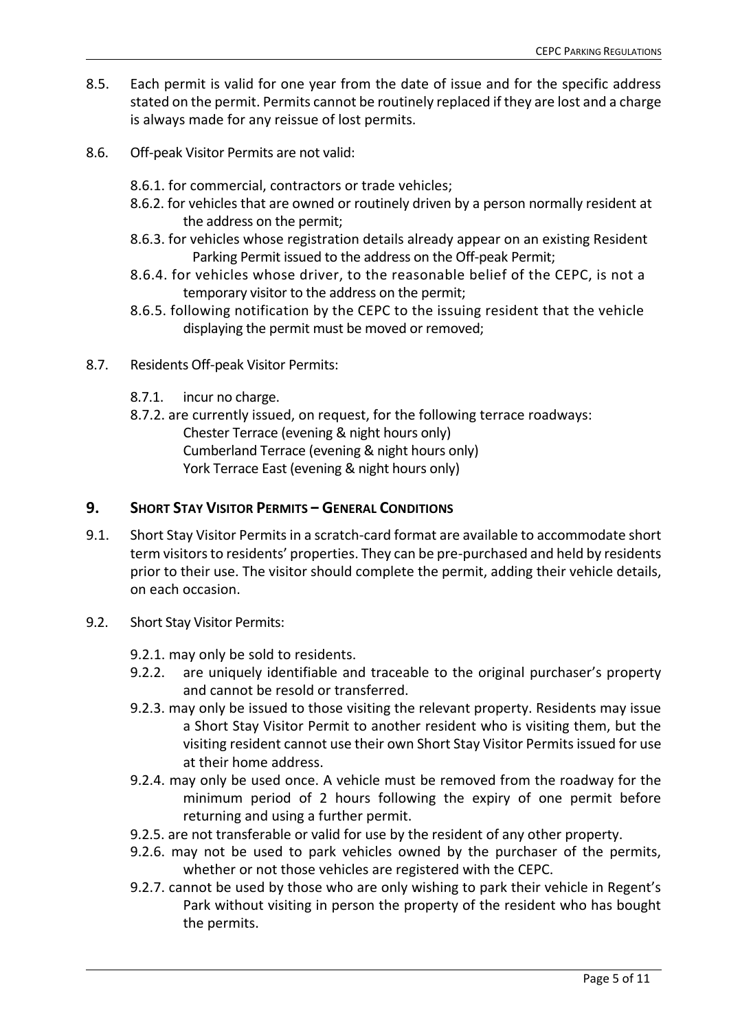8.5. Each permit is valid for one year from the date of issue and for the specific address stated on the permit. Permits cannot be routinely replaced if they are lost and a charge is always made for any reissue of lost permits.

8.6. Off-peak Visitor Permits are not valid:

- 8.6.1. for commercial, contractors or trade vehicles;
- 8.6.2. for vehicles that are owned or routinely driven by a person normally resident at the address on the permit;
- 8.6.3. for vehicles whose registration details already appear on an existing Resident Parking Permit issued to the address on the Off-peak Permit;
- 8.6.4. for vehicles whose driver, to the reasonable belief of the CEPC, is not a temporary visitor to the address on the permit;
- 8.6.5. following notification by the CEPC to the issuing resident that the vehicle displaying the permit must be moved or removed;

8.7. Residents Off-peak Visitor Permits:

- 8.7.1. incur no charge.
- 8.7.2. are currently issued, on request, for the following terrace roadways:
  - Chester Terrace (evening & night hours only)
  - Cumberland Terrace (evening & night hours only)
  - York Terrace East (evening & night hours only)

## 9. Short Stay Visitor Permits – General Conditions

9.1. Short Stay Visitor Permits in a scratch-card format are available to accommodate short term visitors to residents' properties. They can be pre-purchased and held by residents prior to their use. The visitor should complete the permit, adding their vehicle details, on each occasion.

9.2. Short Stay Visitor Permits:

- 9.2.1. may only be sold to residents.
- 9.2.2. are uniquely identifiable and traceable to the original purchaser's property and cannot be resold or transferred.
- 9.2.3. may only be issued to those visiting the relevant property. Residents may issue a Short Stay Visitor Permit to another resident who is visiting them, but the visiting resident cannot use their own Short Stay Visitor Permits issued for use at their home address.
- 9.2.4. may only be used once. A vehicle must be removed from the roadway for the minimum period of 2 hours following the expiry of one permit before returning and using a further permit.
- 9.2.5. are not transferable or valid for use by the resident of any other property.
- 9.2.6. may not be used to park vehicles owned by the purchaser of the permits, whether or not those vehicles are registered with the CEPC.
- 9.2.7. cannot be used by those who are only wishing to park their vehicle in Regent's Park without visiting in person the property of the resident who has bought the permits.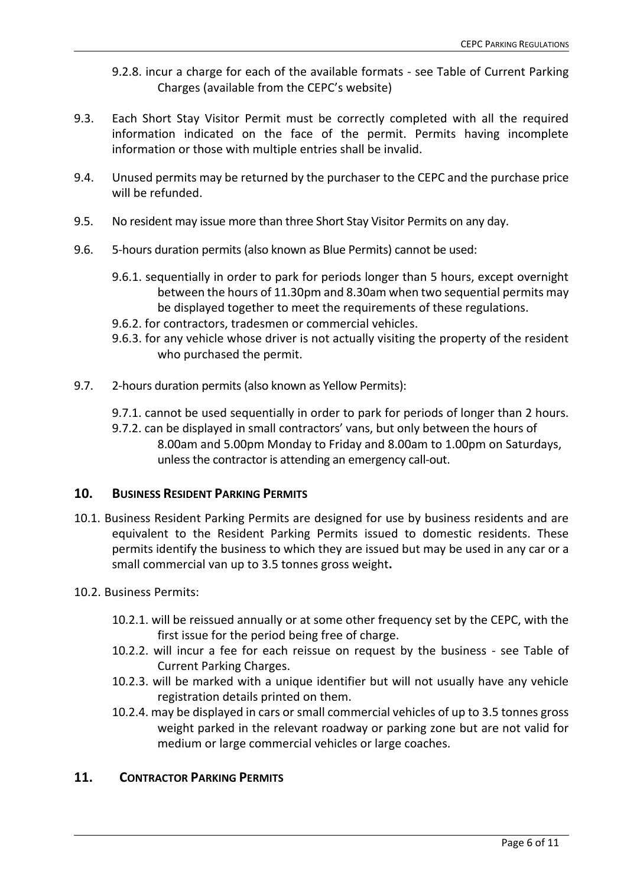9.2.8. incur a charge for each of the available formats - see Table of Current Parking Charges (available from the CEPC's website)

9.3. Each Short Stay Visitor Permit must be correctly completed with all the required information indicated on the face of the permit. Permits having incomplete information or those with multiple entries shall be invalid.

9.4. Unused permits may be returned by the purchaser to the CEPC and the purchase price will be refunded.

9.5. No resident may issue more than three Short Stay Visitor Permits on any day.

9.6. 5-hours duration permits (also known as Blue Permits) cannot be used:

9.6.1. sequentially in order to park for periods longer than 5 hours, except overnight between the hours of 11.30pm and 8.30am when two sequential permits may be displayed together to meet the requirements of these regulations.

9.6.2. for contractors, tradesmen or commercial vehicles.

9.6.3. for any vehicle whose driver is not actually visiting the property of the resident who purchased the permit.

9.7. 2-hours duration permits (also known as Yellow Permits):

9.7.1. cannot be used sequentially in order to park for periods of longer than 2 hours.

9.7.2. can be displayed in small contractors' vans, but only between the hours of 8.00am and 5.00pm Monday to Friday and 8.00am to 1.00pm on Saturdays, unless the contractor is attending an emergency call-out.

## 10. BUSINESS RESIDENT PARKING PERMITS

10.1. Business Resident Parking Permits are designed for use by business residents and are equivalent to the Resident Parking Permits issued to domestic residents. These permits identify the business to which they are issued but may be used in any car or a small commercial van up to 3.5 tonnes gross weight**.**

10.2. Business Permits:

10.2.1. will be reissued annually or at some other frequency set by the CEPC, with the first issue for the period being free of charge.

10.2.2. will incur a fee for each reissue on request by the business - see Table of Current Parking Charges.

10.2.3. will be marked with a unique identifier but will not usually have any vehicle registration details printed on them.

10.2.4. may be displayed in cars or small commercial vehicles of up to 3.5 tonnes gross weight parked in the relevant roadway or parking zone but are not valid for medium or large commercial vehicles or large coaches.

## 11. CONTRACTOR PARKING PERMITS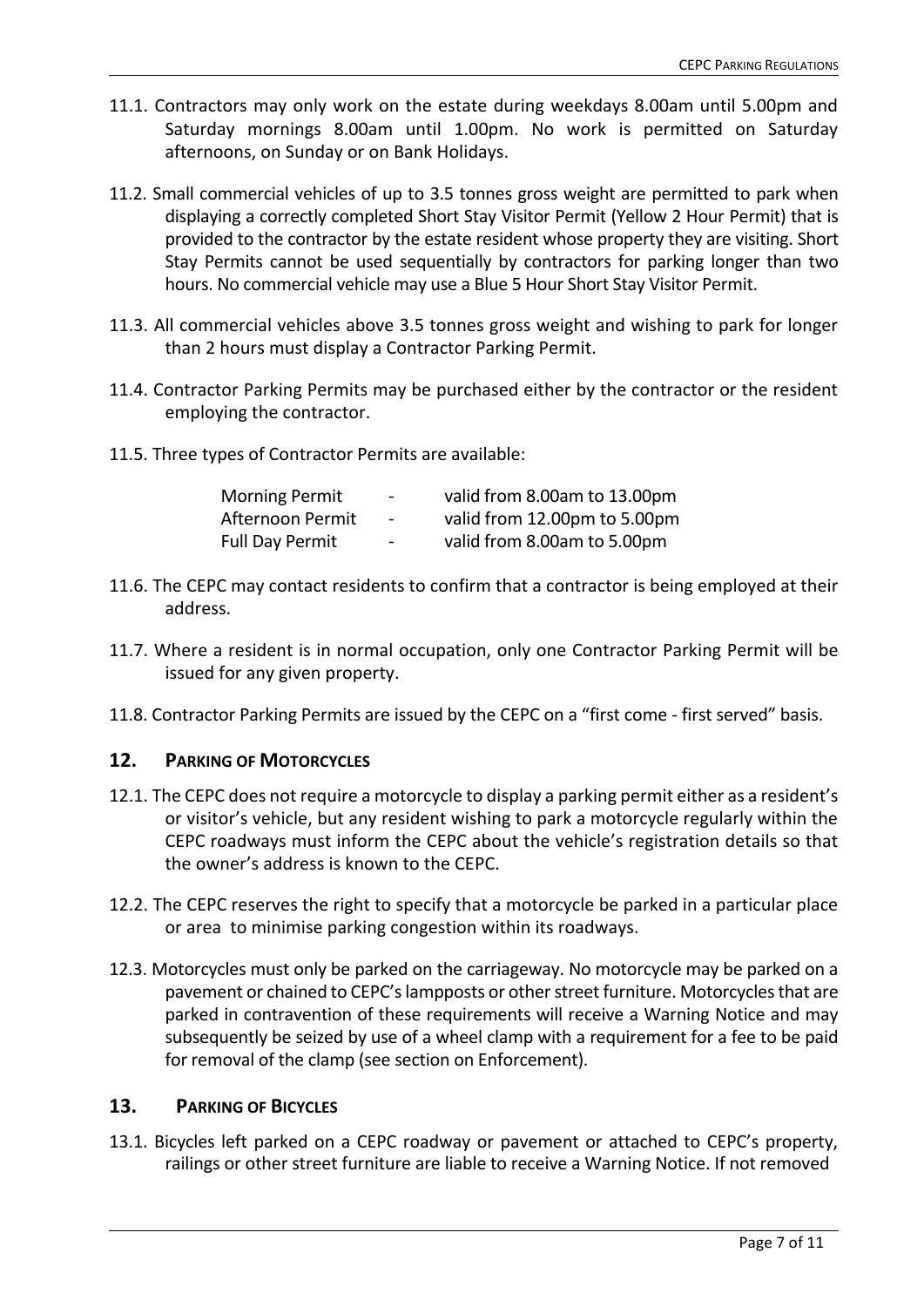11.1. Contractors may only work on the estate during weekdays 8.00am until 5.00pm and Saturday mornings 8.00am until 1.00pm. No work is permitted on Saturday afternoons, on Sunday or on Bank Holidays.

11.2. Small commercial vehicles of up to 3.5 tonnes gross weight are permitted to park when displaying a correctly completed Short Stay Visitor Permit (Yellow 2 Hour Permit) that is provided to the contractor by the estate resident whose property they are visiting. Short Stay Permits cannot be used sequentially by contractors for parking longer than two hours. No commercial vehicle may use a Blue 5 Hour Short Stay Visitor Permit.

11.3. All commercial vehicles above 3.5 tonnes gross weight and wishing to park for longer than 2 hours must display a Contractor Parking Permit.

11.4. Contractor Parking Permits may be purchased either by the contractor or the resident employing the contractor.

11.5. Three types of Contractor Permits are available:

| | | |
|---|---|---|
| Morning Permit | - | valid from 8.00am to 13.00pm |
| Afternoon Permit | - | valid from 12.00pm to 5.00pm |
| Full Day Permit | - | valid from 8.00am to 5.00pm |

11.6. The CEPC may contact residents to confirm that a contractor is being employed at their address.

11.7. Where a resident is in normal occupation, only one Contractor Parking Permit will be issued for any given property.

11.8. Contractor Parking Permits are issued by the CEPC on a "first come - first served" basis.

## 12. PARKING OF MOTORCYCLES

12.1. The CEPC does not require a motorcycle to display a parking permit either as a resident's or visitor's vehicle, but any resident wishing to park a motorcycle regularly within the CEPC roadways must inform the CEPC about the vehicle's registration details so that the owner's address is known to the CEPC.

12.2. The CEPC reserves the right to specify that a motorcycle be parked in a particular place or area to minimise parking congestion within its roadways.

12.3. Motorcycles must only be parked on the carriageway. No motorcycle may be parked on a pavement or chained to CEPC's lampposts or other street furniture. Motorcycles that are parked in contravention of these requirements will receive a Warning Notice and may subsequently be seized by use of a wheel clamp with a requirement for a fee to be paid for removal of the clamp (see section on Enforcement).

## 13. PARKING OF BICYCLES

13.1. Bicycles left parked on a CEPC roadway or pavement or attached to CEPC's property, railings or other street furniture are liable to receive a Warning Notice. If not removed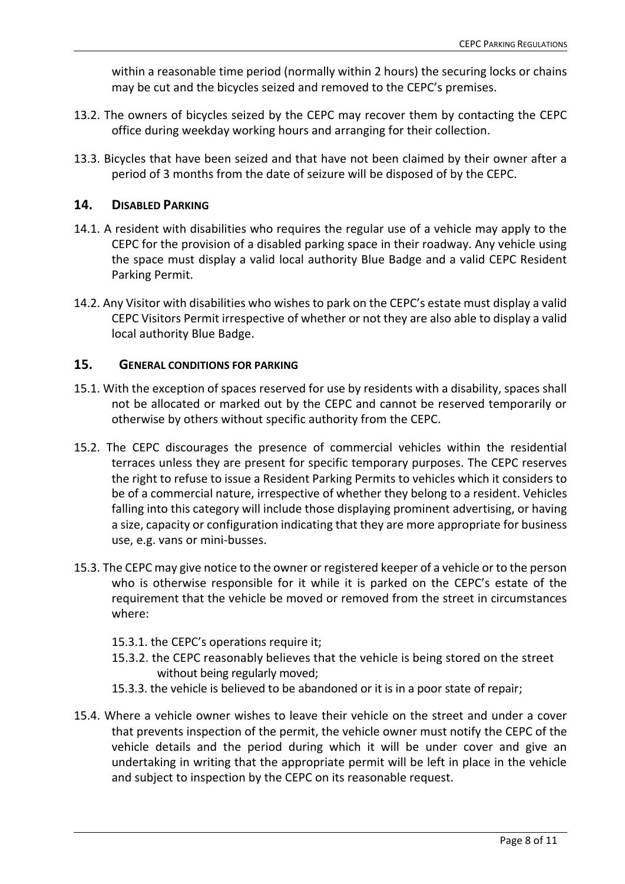within a reasonable time period (normally within 2 hours) the securing locks or chains may be cut and the bicycles seized and removed to the CEPC's premises.

13.2. The owners of bicycles seized by the CEPC may recover them by contacting the CEPC office during weekday working hours and arranging for their collection.

13.3. Bicycles that have been seized and that have not been claimed by their owner after a period of 3 months from the date of seizure will be disposed of by the CEPC.

## 14. Disabled Parking

14.1. A resident with disabilities who requires the regular use of a vehicle may apply to the CEPC for the provision of a disabled parking space in their roadway. Any vehicle using the space must display a valid local authority Blue Badge and a valid CEPC Resident Parking Permit.

14.2. Any Visitor with disabilities who wishes to park on the CEPC's estate must display a valid CEPC Visitors Permit irrespective of whether or not they are also able to display a valid local authority Blue Badge.

## 15. General conditions for parking

15.1. With the exception of spaces reserved for use by residents with a disability, spaces shall not be allocated or marked out by the CEPC and cannot be reserved temporarily or otherwise by others without specific authority from the CEPC.

15.2. The CEPC discourages the presence of commercial vehicles within the residential terraces unless they are present for specific temporary purposes. The CEPC reserves the right to refuse to issue a Resident Parking Permits to vehicles which it considers to be of a commercial nature, irrespective of whether they belong to a resident. Vehicles falling into this category will include those displaying prominent advertising, or having a size, capacity or configuration indicating that they are more appropriate for business use, e.g. vans or mini-busses.

15.3. The CEPC may give notice to the owner or registered keeper of a vehicle or to the person who is otherwise responsible for it while it is parked on the CEPC's estate of the requirement that the vehicle be moved or removed from the street in circumstances where:

15.3.1. the CEPC's operations require it;

15.3.2. the CEPC reasonably believes that the vehicle is being stored on the street without being regularly moved;

15.3.3. the vehicle is believed to be abandoned or it is in a poor state of repair;

15.4. Where a vehicle owner wishes to leave their vehicle on the street and under a cover that prevents inspection of the permit, the vehicle owner must notify the CEPC of the vehicle details and the period during which it will be under cover and give an undertaking in writing that the appropriate permit will be left in place in the vehicle and subject to inspection by the CEPC on its reasonable request.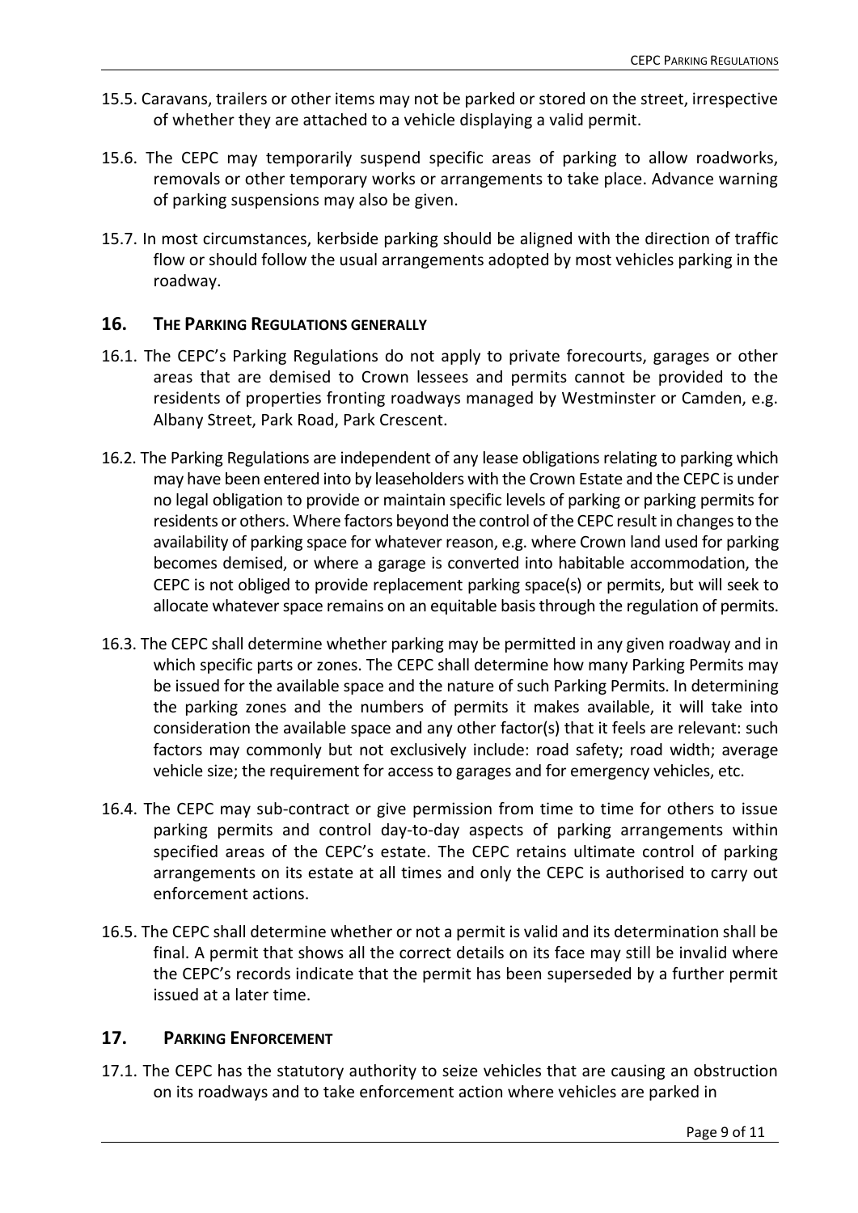15.5. Caravans, trailers or other items may not be parked or stored on the street, irrespective of whether they are attached to a vehicle displaying a valid permit.

15.6. The CEPC may temporarily suspend specific areas of parking to allow roadworks, removals or other temporary works or arrangements to take place. Advance warning of parking suspensions may also be given.

15.7. In most circumstances, kerbside parking should be aligned with the direction of traffic flow or should follow the usual arrangements adopted by most vehicles parking in the roadway.

## 16. The Parking Regulations generally

16.1. The CEPC's Parking Regulations do not apply to private forecourts, garages or other areas that are demised to Crown lessees and permits cannot be provided to the residents of properties fronting roadways managed by Westminster or Camden, e.g. Albany Street, Park Road, Park Crescent.

16.2. The Parking Regulations are independent of any lease obligations relating to parking which may have been entered into by leaseholders with the Crown Estate and the CEPC is under no legal obligation to provide or maintain specific levels of parking or parking permits for residents or others. Where factors beyond the control of the CEPC result in changes to the availability of parking space for whatever reason, e.g. where Crown land used for parking becomes demised, or where a garage is converted into habitable accommodation, the CEPC is not obliged to provide replacement parking space(s) or permits, but will seek to allocate whatever space remains on an equitable basis through the regulation of permits.

16.3. The CEPC shall determine whether parking may be permitted in any given roadway and in which specific parts or zones. The CEPC shall determine how many Parking Permits may be issued for the available space and the nature of such Parking Permits. In determining the parking zones and the numbers of permits it makes available, it will take into consideration the available space and any other factor(s) that it feels are relevant: such factors may commonly but not exclusively include: road safety; road width; average vehicle size; the requirement for access to garages and for emergency vehicles, etc.

16.4. The CEPC may sub-contract or give permission from time to time for others to issue parking permits and control day-to-day aspects of parking arrangements within specified areas of the CEPC's estate. The CEPC retains ultimate control of parking arrangements on its estate at all times and only the CEPC is authorised to carry out enforcement actions.

16.5. The CEPC shall determine whether or not a permit is valid and its determination shall be final. A permit that shows all the correct details on its face may still be invalid where the CEPC's records indicate that the permit has been superseded by a further permit issued at a later time.

## 17. Parking Enforcement

17.1. The CEPC has the statutory authority to seize vehicles that are causing an obstruction on its roadways and to take enforcement action where vehicles are parked in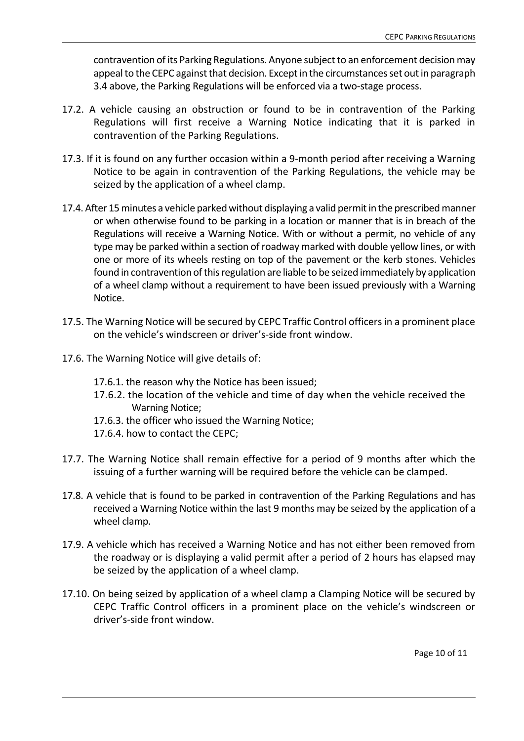contravention of its Parking Regulations. Anyone subject to an enforcement decision may appeal to the CEPC against that decision. Except in the circumstances set out in paragraph 3.4 above, the Parking Regulations will be enforced via a two-stage process.

17.2. A vehicle causing an obstruction or found to be in contravention of the Parking Regulations will first receive a Warning Notice indicating that it is parked in contravention of the Parking Regulations.

17.3. If it is found on any further occasion within a 9-month period after receiving a Warning Notice to be again in contravention of the Parking Regulations, the vehicle may be seized by the application of a wheel clamp.

17.4. After 15 minutes a vehicle parked without displaying a valid permit in the prescribed manner or when otherwise found to be parking in a location or manner that is in breach of the Regulations will receive a Warning Notice. With or without a permit, no vehicle of any type may be parked within a section of roadway marked with double yellow lines, or with one or more of its wheels resting on top of the pavement or the kerb stones. Vehicles found in contravention of this regulation are liable to be seized immediately by application of a wheel clamp without a requirement to have been issued previously with a Warning Notice.

17.5. The Warning Notice will be secured by CEPC Traffic Control officers in a prominent place on the vehicle's windscreen or driver's-side front window.

17.6. The Warning Notice will give details of:

- 17.6.1. the reason why the Notice has been issued;
- 17.6.2. the location of the vehicle and time of day when the vehicle received the Warning Notice;
- 17.6.3. the officer who issued the Warning Notice;
- 17.6.4. how to contact the CEPC;

17.7. The Warning Notice shall remain effective for a period of 9 months after which the issuing of a further warning will be required before the vehicle can be clamped.

17.8. A vehicle that is found to be parked in contravention of the Parking Regulations and has received a Warning Notice within the last 9 months may be seized by the application of a wheel clamp.

17.9. A vehicle which has received a Warning Notice and has not either been removed from the roadway or is displaying a valid permit after a period of 2 hours has elapsed may be seized by the application of a wheel clamp.

17.10. On being seized by application of a wheel clamp a Clamping Notice will be secured by CEPC Traffic Control officers in a prominent place on the vehicle's windscreen or driver's-side front window.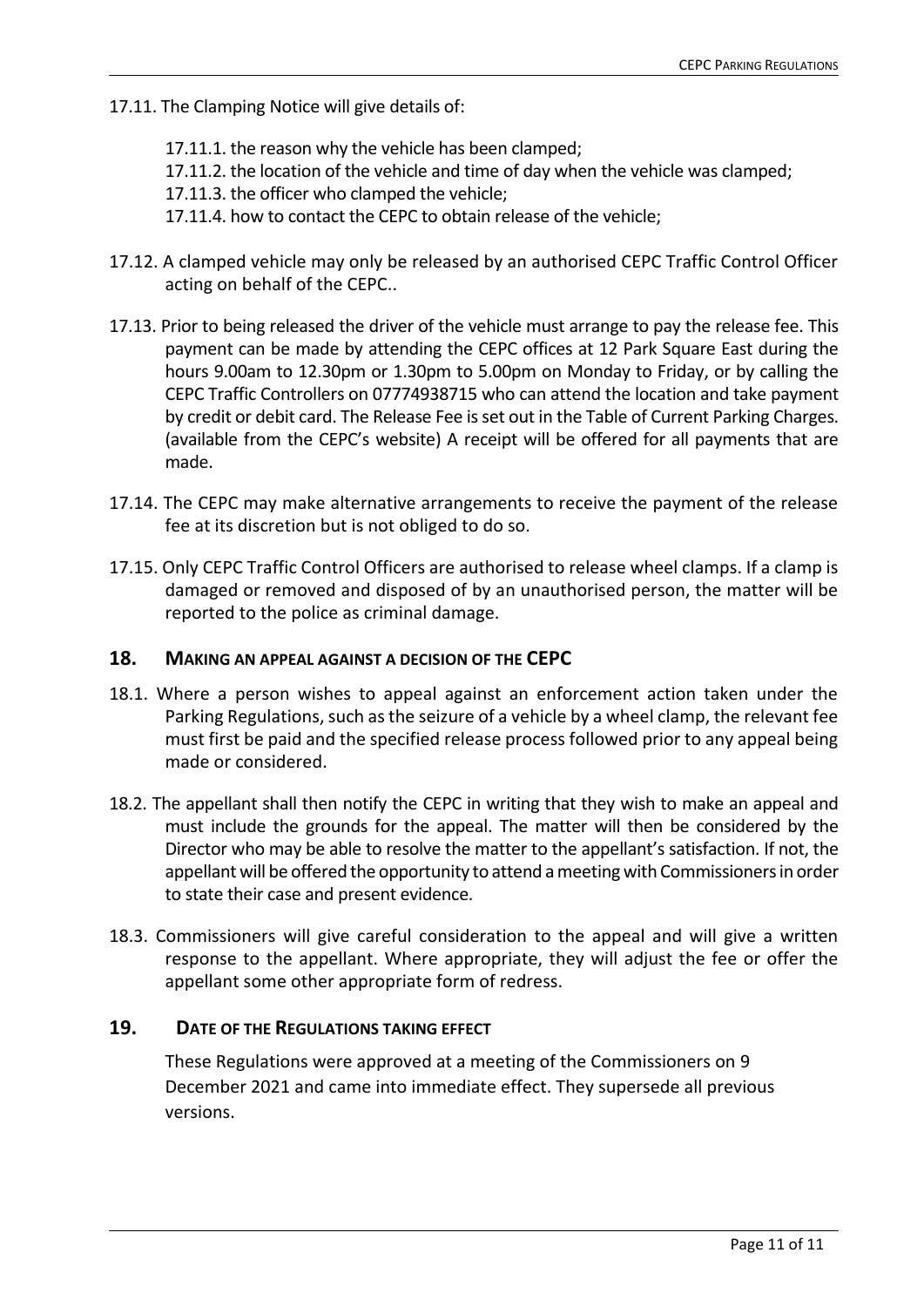17.11. The Clamping Notice will give details of:

- 17.11.1. the reason why the vehicle has been clamped;
- 17.11.2. the location of the vehicle and time of day when the vehicle was clamped;
- 17.11.3. the officer who clamped the vehicle;
- 17.11.4. how to contact the CEPC to obtain release of the vehicle;

17.12. A clamped vehicle may only be released by an authorised CEPC Traffic Control Officer acting on behalf of the CEPC..

17.13. Prior to being released the driver of the vehicle must arrange to pay the release fee. This payment can be made by attending the CEPC offices at 12 Park Square East during the hours 9.00am to 12.30pm or 1.30pm to 5.00pm on Monday to Friday, or by calling the CEPC Traffic Controllers on 07774938715 who can attend the location and take payment by credit or debit card. The Release Fee is set out in the Table of Current Parking Charges. (available from the CEPC's website) A receipt will be offered for all payments that are made.

17.14. The CEPC may make alternative arrangements to receive the payment of the release fee at its discretion but is not obliged to do so.

17.15. Only CEPC Traffic Control Officers are authorised to release wheel clamps. If a clamp is damaged or removed and disposed of by an unauthorised person, the matter will be reported to the police as criminal damage.

## 18. MAKING AN APPEAL AGAINST A DECISION OF THE CEPC

18.1. Where a person wishes to appeal against an enforcement action taken under the Parking Regulations, such as the seizure of a vehicle by a wheel clamp, the relevant fee must first be paid and the specified release process followed prior to any appeal being made or considered.

18.2. The appellant shall then notify the CEPC in writing that they wish to make an appeal and must include the grounds for the appeal. The matter will then be considered by the Director who may be able to resolve the matter to the appellant's satisfaction. If not, the appellant will be offered the opportunity to attend a meeting with Commissioners in order to state their case and present evidence.

18.3. Commissioners will give careful consideration to the appeal and will give a written response to the appellant. Where appropriate, they will adjust the fee or offer the appellant some other appropriate form of redress.

## 19. DATE OF THE REGULATIONS TAKING EFFECT

These Regulations were approved at a meeting of the Commissioners on 9 December 2021 and came into immediate effect. They supersede all previous versions.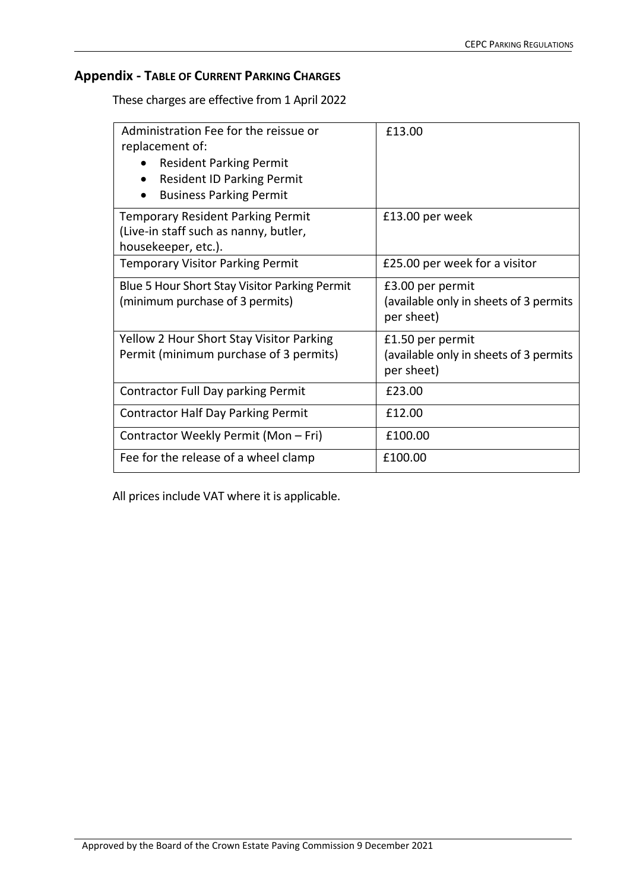## Appendix - TABLE OF CURRENT PARKING CHARGES

These charges are effective from 1 April 2022

| | |
|---|---|
| Administration Fee for the reissue or replacement of:<br>• Resident Parking Permit<br>• Resident ID Parking Permit<br>• Business Parking Permit | £13.00 |
| Temporary Resident Parking Permit (Live-in staff such as nanny, butler, housekeeper, etc.). | £13.00 per week |
| Temporary Visitor Parking Permit | £25.00 per week for a visitor |
| Blue 5 Hour Short Stay Visitor Parking Permit (minimum purchase of 3 permits) | £3.00 per permit (available only in sheets of 3 permits per sheet) |
| Yellow 2 Hour Short Stay Visitor Parking Permit (minimum purchase of 3 permits) | £1.50 per permit (available only in sheets of 3 permits per sheet) |
| Contractor Full Day parking Permit | £23.00 |
| Contractor Half Day Parking Permit | £12.00 |
| Contractor Weekly Permit (Mon – Fri) | £100.00 |
| Fee for the release of a wheel clamp | £100.00 |

All prices include VAT where it is applicable.